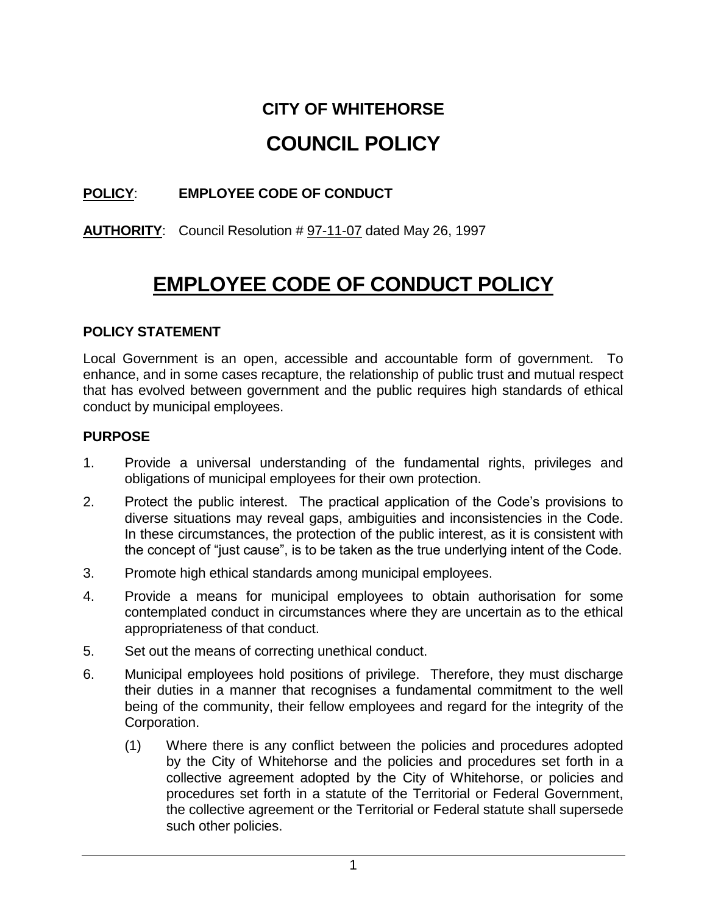**CITY OF WHITEHORSE**

# COUNCIL POLICY

**POLICY**: **EMPLOYEE CODE OF CONDUCT**

**AUTHORITY**: Council Resolution # 97-11-07 dated May 26, 1997

# EMPLOYEE CODE OF CONDUCT POLICY

## POLICY STATEMENT

Local Government is an open, accessible and accountable form of government. To enhance, and in some cases recapture, the relationship of public trust and mutual respect that has evolved between government and the public requires high standards of ethical conduct by municipal employees.

## PURPOSE

1. Provide a universal understanding of the fundamental rights, privileges and obligations of municipal employees for their own protection.
2. Protect the public interest. The practical application of the Code's provisions to diverse situations may reveal gaps, ambiguities and inconsistencies in the Code. In these circumstances, the protection of the public interest, as it is consistent with the concept of "just cause", is to be taken as the true underlying intent of the Code.
3. Promote high ethical standards among municipal employees.
4. Provide a means for municipal employees to obtain authorisation for some contemplated conduct in circumstances where they are uncertain as to the ethical appropriateness of that conduct.
5. Set out the means of correcting unethical conduct.
6. Municipal employees hold positions of privilege. Therefore, they must discharge their duties in a manner that recognises a fundamental commitment to the well being of the community, their fellow employees and regard for the integrity of the Corporation.
   (1) Where there is any conflict between the policies and procedures adopted by the City of Whitehorse and the policies and procedures set forth in a collective agreement adopted by the City of Whitehorse, or policies and procedures set forth in a statute of the Territorial or Federal Government, the collective agreement or the Territorial or Federal statute shall supersede such other policies.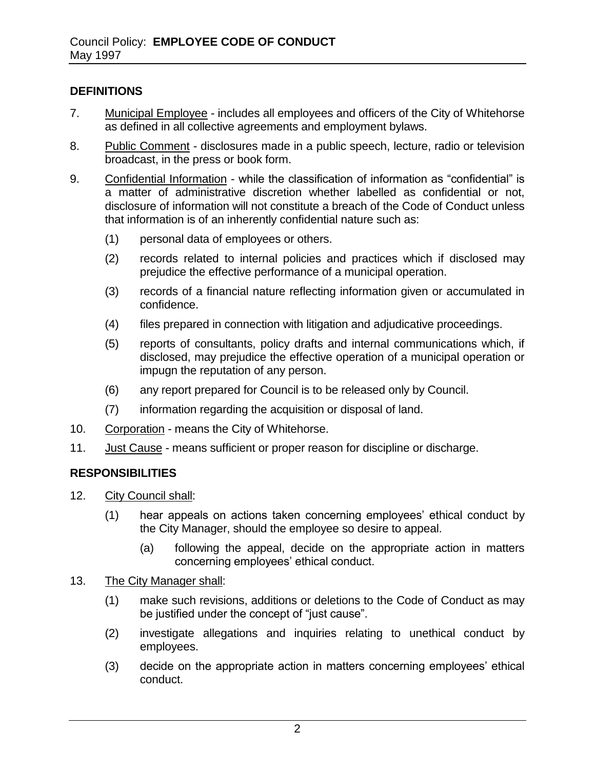## DEFINITIONS

7. <u>Municipal Employee</u> - includes all employees and officers of the City of Whitehorse as defined in all collective agreements and employment bylaws.

8. <u>Public Comment</u> - disclosures made in a public speech, lecture, radio or television broadcast, in the press or book form.

9. <u>Confidential Information</u> - while the classification of information as "confidential" is a matter of administrative discretion whether labelled as confidential or not, disclosure of information will not constitute a breach of the Code of Conduct unless that information is of an inherently confidential nature such as:

   (1) personal data of employees or others.

   (2) records related to internal policies and practices which if disclosed may prejudice the effective performance of a municipal operation.

   (3) records of a financial nature reflecting information given or accumulated in confidence.

   (4) files prepared in connection with litigation and adjudicative proceedings.

   (5) reports of consultants, policy drafts and internal communications which, if disclosed, may prejudice the effective operation of a municipal operation or impugn the reputation of any person.

   (6) any report prepared for Council is to be released only by Council.

   (7) information regarding the acquisition or disposal of land.

10. <u>Corporation</u> - means the City of Whitehorse.

11. <u>Just Cause</u> - means sufficient or proper reason for discipline or discharge.

## RESPONSIBILITIES

12. <u>City Council shall</u>:

   (1) hear appeals on actions taken concerning employees' ethical conduct by the City Manager, should the employee so desire to appeal.

      (a) following the appeal, decide on the appropriate action in matters concerning employees' ethical conduct.

13. <u>The City Manager shall</u>:

   (1) make such revisions, additions or deletions to the Code of Conduct as may be justified under the concept of "just cause".

   (2) investigate allegations and inquiries relating to unethical conduct by employees.

   (3) decide on the appropriate action in matters concerning employees' ethical conduct.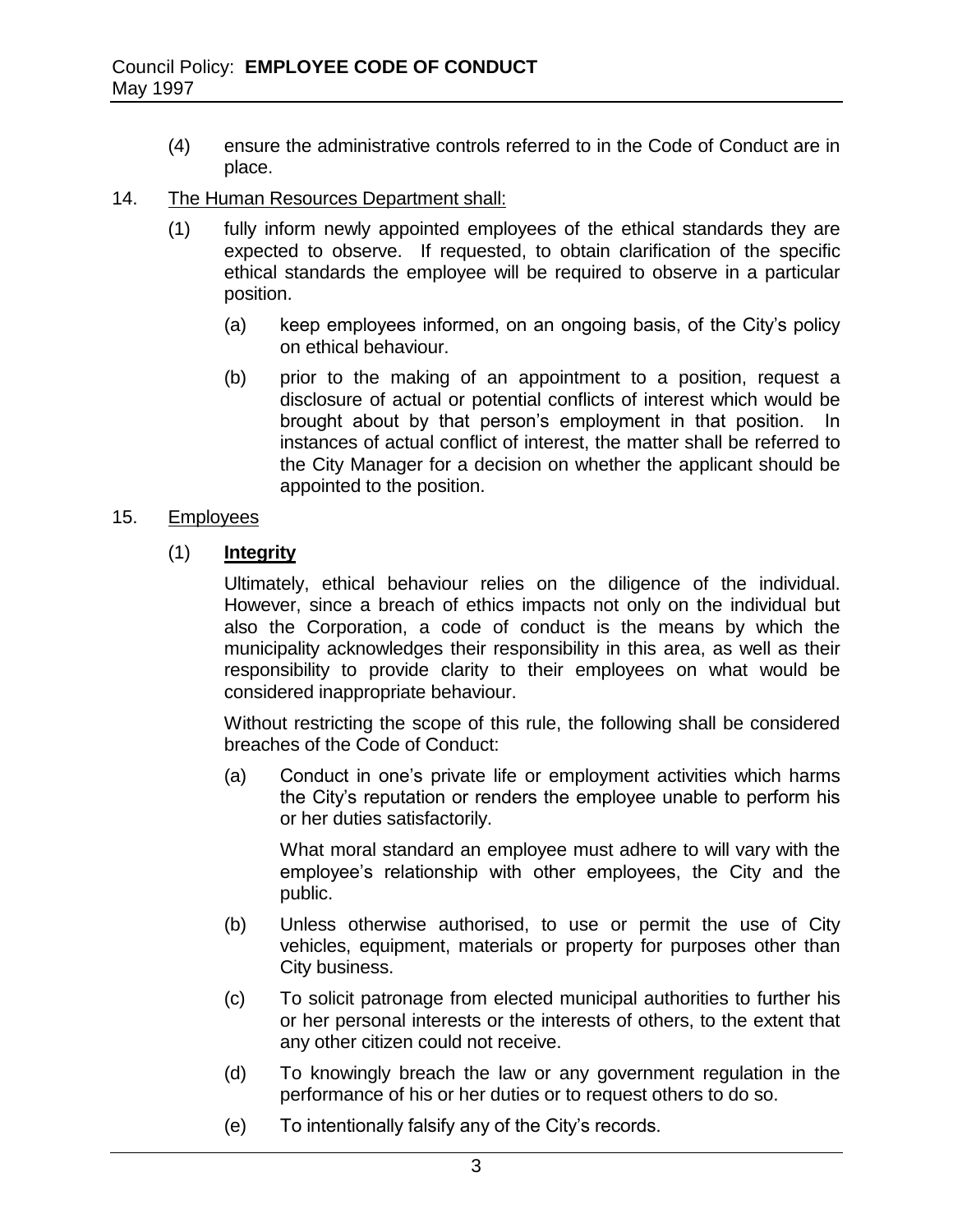(4) ensure the administrative controls referred to in the Code of Conduct are in place.

14. The Human Resources Department shall:

    (1) fully inform newly appointed employees of the ethical standards they are expected to observe. If requested, to obtain clarification of the specific ethical standards the employee will be required to observe in a particular position.

        (a) keep employees informed, on an ongoing basis, of the City's policy on ethical behaviour.

        (b) prior to the making of an appointment to a position, request a disclosure of actual or potential conflicts of interest which would be brought about by that person's employment in that position. In instances of actual conflict of interest, the matter shall be referred to the City Manager for a decision on whether the applicant should be appointed to the position.

15. Employees

    (1) **Integrity**

    Ultimately, ethical behaviour relies on the diligence of the individual. However, since a breach of ethics impacts not only on the individual but also the Corporation, a code of conduct is the means by which the municipality acknowledges their responsibility in this area, as well as their responsibility to provide clarity to their employees on what would be considered inappropriate behaviour.

    Without restricting the scope of this rule, the following shall be considered breaches of the Code of Conduct:

    (a) Conduct in one's private life or employment activities which harms the City's reputation or renders the employee unable to perform his or her duties satisfactorily.

    What moral standard an employee must adhere to will vary with the employee's relationship with other employees, the City and the public.

    (b) Unless otherwise authorised, to use or permit the use of City vehicles, equipment, materials or property for purposes other than City business.

    (c) To solicit patronage from elected municipal authorities to further his or her personal interests or the interests of others, to the extent that any other citizen could not receive.

    (d) To knowingly breach the law or any government regulation in the performance of his or her duties or to request others to do so.

    (e) To intentionally falsify any of the City's records.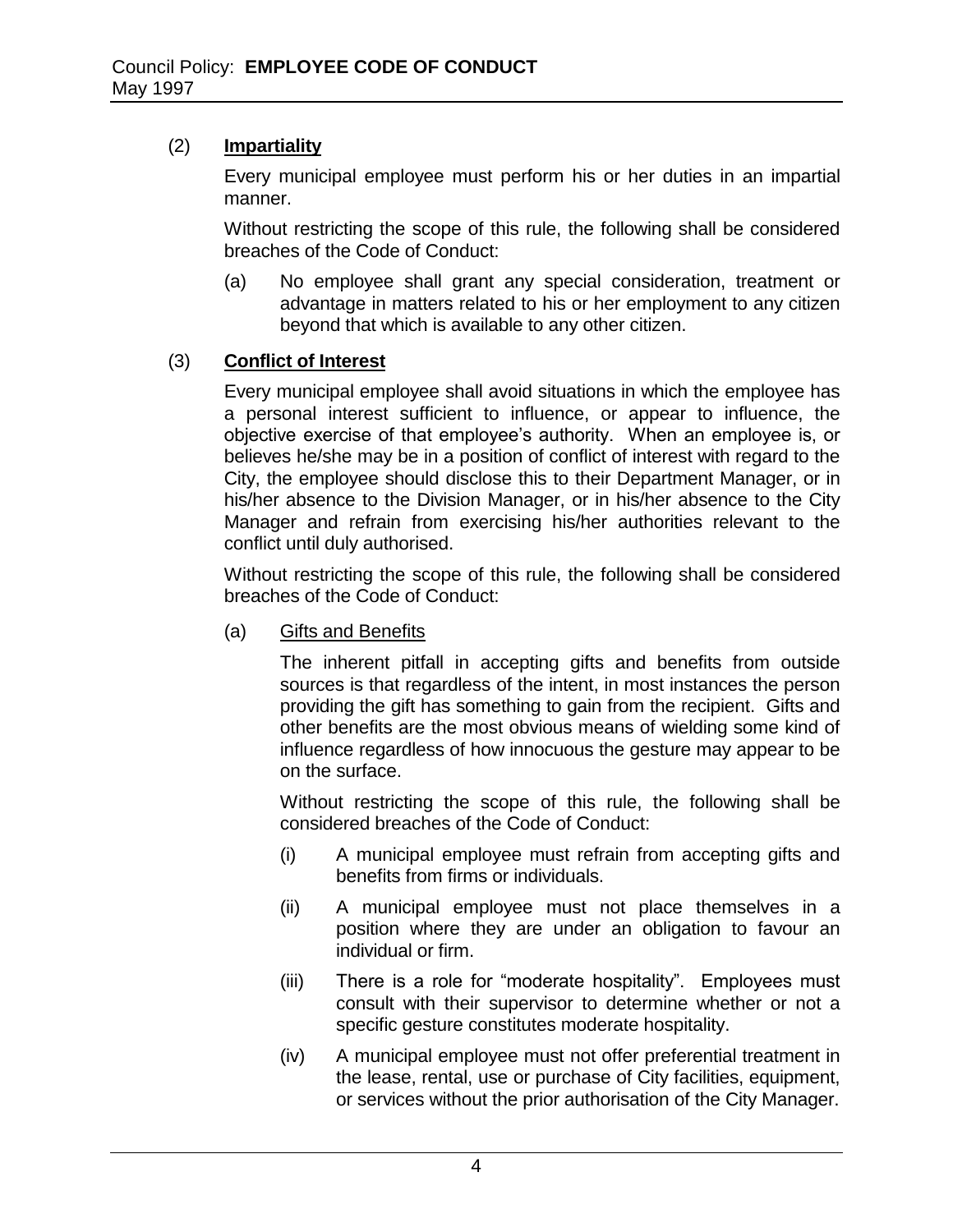(2) **Impartiality**

Every municipal employee must perform his or her duties in an impartial manner.

Without restricting the scope of this rule, the following shall be considered breaches of the Code of Conduct:

(a) No employee shall grant any special consideration, treatment or advantage in matters related to his or her employment to any citizen beyond that which is available to any other citizen.

(3) **Conflict of Interest**

Every municipal employee shall avoid situations in which the employee has a personal interest sufficient to influence, or appear to influence, the objective exercise of that employee's authority. When an employee is, or believes he/she may be in a position of conflict of interest with regard to the City, the employee should disclose this to their Department Manager, or in his/her absence to the Division Manager, or in his/her absence to the City Manager and refrain from exercising his/her authorities relevant to the conflict until duly authorised.

Without restricting the scope of this rule, the following shall be considered breaches of the Code of Conduct:

(a) Gifts and Benefits

The inherent pitfall in accepting gifts and benefits from outside sources is that regardless of the intent, in most instances the person providing the gift has something to gain from the recipient. Gifts and other benefits are the most obvious means of wielding some kind of influence regardless of how innocuous the gesture may appear to be on the surface.

Without restricting the scope of this rule, the following shall be considered breaches of the Code of Conduct:

(i) A municipal employee must refrain from accepting gifts and benefits from firms or individuals.

(ii) A municipal employee must not place themselves in a position where they are under an obligation to favour an individual or firm.

(iii) There is a role for "moderate hospitality". Employees must consult with their supervisor to determine whether or not a specific gesture constitutes moderate hospitality.

(iv) A municipal employee must not offer preferential treatment in the lease, rental, use or purchase of City facilities, equipment, or services without the prior authorisation of the City Manager.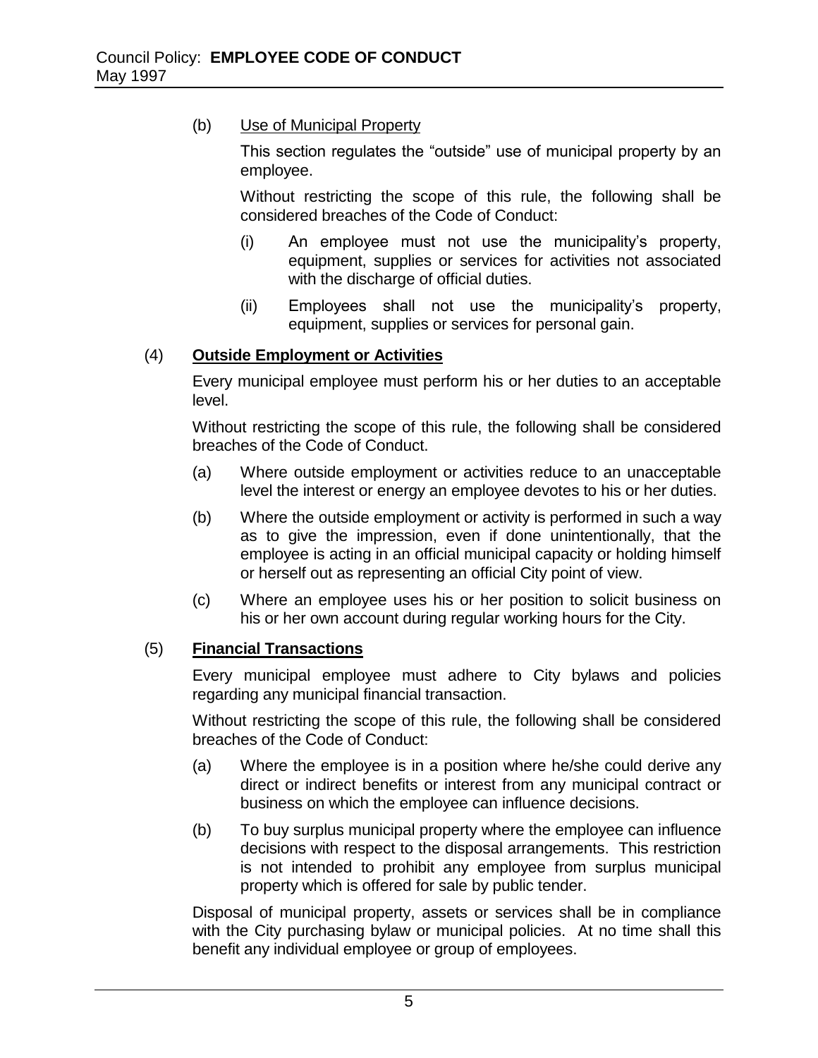(b) Use of Municipal Property

This section regulates the "outside" use of municipal property by an employee.

Without restricting the scope of this rule, the following shall be considered breaches of the Code of Conduct:

(i) An employee must not use the municipality's property, equipment, supplies or services for activities not associated with the discharge of official duties.

(ii) Employees shall not use the municipality's property, equipment, supplies or services for personal gain.

(4) **Outside Employment or Activities**

Every municipal employee must perform his or her duties to an acceptable level.

Without restricting the scope of this rule, the following shall be considered breaches of the Code of Conduct.

(a) Where outside employment or activities reduce to an unacceptable level the interest or energy an employee devotes to his or her duties.

(b) Where the outside employment or activity is performed in such a way as to give the impression, even if done unintentionally, that the employee is acting in an official municipal capacity or holding himself or herself out as representing an official City point of view.

(c) Where an employee uses his or her position to solicit business on his or her own account during regular working hours for the City.

(5) **Financial Transactions**

Every municipal employee must adhere to City bylaws and policies regarding any municipal financial transaction.

Without restricting the scope of this rule, the following shall be considered breaches of the Code of Conduct:

(a) Where the employee is in a position where he/she could derive any direct or indirect benefits or interest from any municipal contract or business on which the employee can influence decisions.

(b) To buy surplus municipal property where the employee can influence decisions with respect to the disposal arrangements. This restriction is not intended to prohibit any employee from surplus municipal property which is offered for sale by public tender.

Disposal of municipal property, assets or services shall be in compliance with the City purchasing bylaw or municipal policies. At no time shall this benefit any individual employee or group of employees.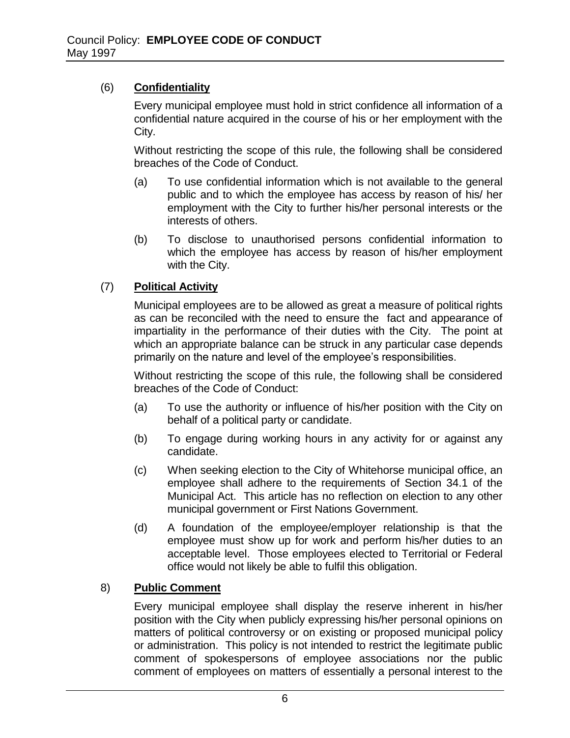### (6) **Confidentiality**

Every municipal employee must hold in strict confidence all information of a confidential nature acquired in the course of his or her employment with the City.

Without restricting the scope of this rule, the following shall be considered breaches of the Code of Conduct.

(a) To use confidential information which is not available to the general public and to which the employee has access by reason of his/ her employment with the City to further his/her personal interests or the interests of others.

(b) To disclose to unauthorised persons confidential information to which the employee has access by reason of his/her employment with the City.

### (7) **Political Activity**

Municipal employees are to be allowed as great a measure of political rights as can be reconciled with the need to ensure the fact and appearance of impartiality in the performance of their duties with the City. The point at which an appropriate balance can be struck in any particular case depends primarily on the nature and level of the employee's responsibilities.

Without restricting the scope of this rule, the following shall be considered breaches of the Code of Conduct:

(a) To use the authority or influence of his/her position with the City on behalf of a political party or candidate.

(b) To engage during working hours in any activity for or against any candidate.

(c) When seeking election to the City of Whitehorse municipal office, an employee shall adhere to the requirements of Section 34.1 of the Municipal Act. This article has no reflection on election to any other municipal government or First Nations Government.

(d) A foundation of the employee/employer relationship is that the employee must show up for work and perform his/her duties to an acceptable level. Those employees elected to Territorial or Federal office would not likely be able to fulfil this obligation.

### 8) **Public Comment**

Every municipal employee shall display the reserve inherent in his/her position with the City when publicly expressing his/her personal opinions on matters of political controversy or on existing or proposed municipal policy or administration. This policy is not intended to restrict the legitimate public comment of spokespersons of employee associations nor the public comment of employees on matters of essentially a personal interest to the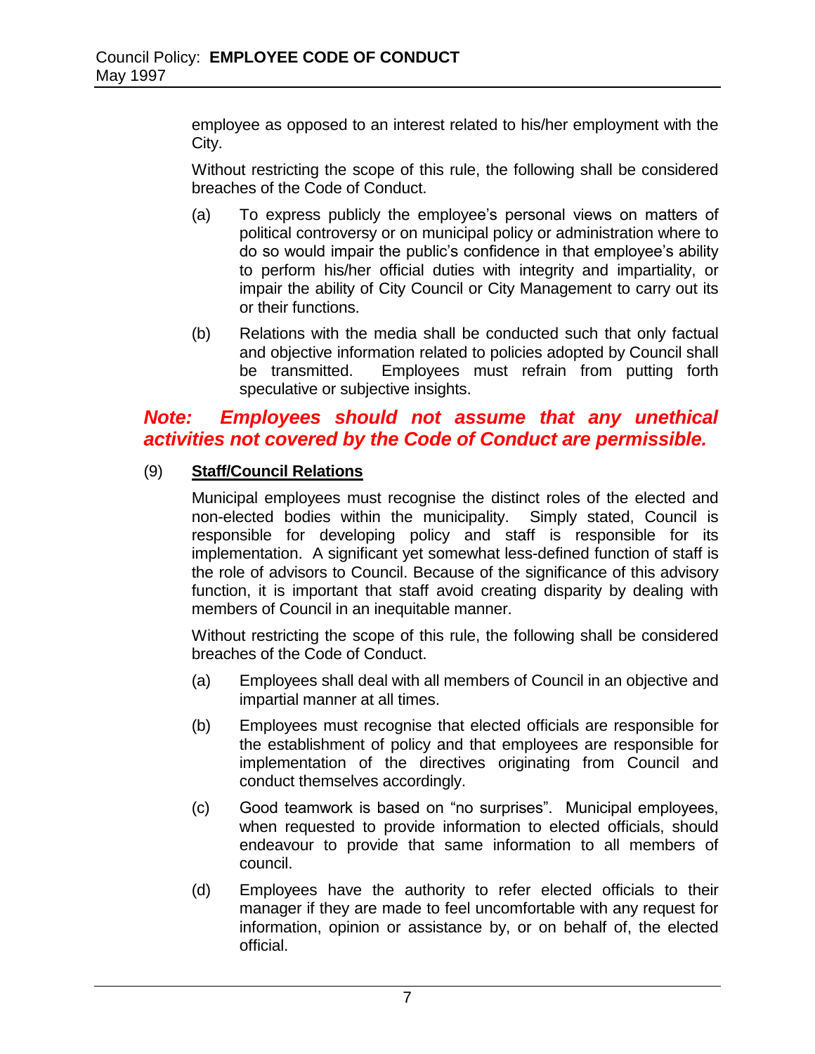employee as opposed to an interest related to his/her employment with the City.

Without restricting the scope of this rule, the following shall be considered breaches of the Code of Conduct.

(a) To express publicly the employee's personal views on matters of political controversy or on municipal policy or administration where to do so would impair the public's confidence in that employee's ability to perform his/her official duties with integrity and impartiality, or impair the ability of City Council or City Management to carry out its or their functions.

(b) Relations with the media shall be conducted such that only factual and objective information related to policies adopted by Council shall be transmitted. Employees must refrain from putting forth speculative or subjective insights.

***Note: Employees should not assume that any unethical activities not covered by the Code of Conduct are permissible.***

(9) **Staff/Council Relations**

Municipal employees must recognise the distinct roles of the elected and non-elected bodies within the municipality. Simply stated, Council is responsible for developing policy and staff is responsible for its implementation. A significant yet somewhat less-defined function of staff is the role of advisors to Council. Because of the significance of this advisory function, it is important that staff avoid creating disparity by dealing with members of Council in an inequitable manner.

Without restricting the scope of this rule, the following shall be considered breaches of the Code of Conduct.

(a) Employees shall deal with all members of Council in an objective and impartial manner at all times.

(b) Employees must recognise that elected officials are responsible for the establishment of policy and that employees are responsible for implementation of the directives originating from Council and conduct themselves accordingly.

(c) Good teamwork is based on "no surprises". Municipal employees, when requested to provide information to elected officials, should endeavour to provide that same information to all members of council.

(d) Employees have the authority to refer elected officials to their manager if they are made to feel uncomfortable with any request for information, opinion or assistance by, or on behalf of, the elected official.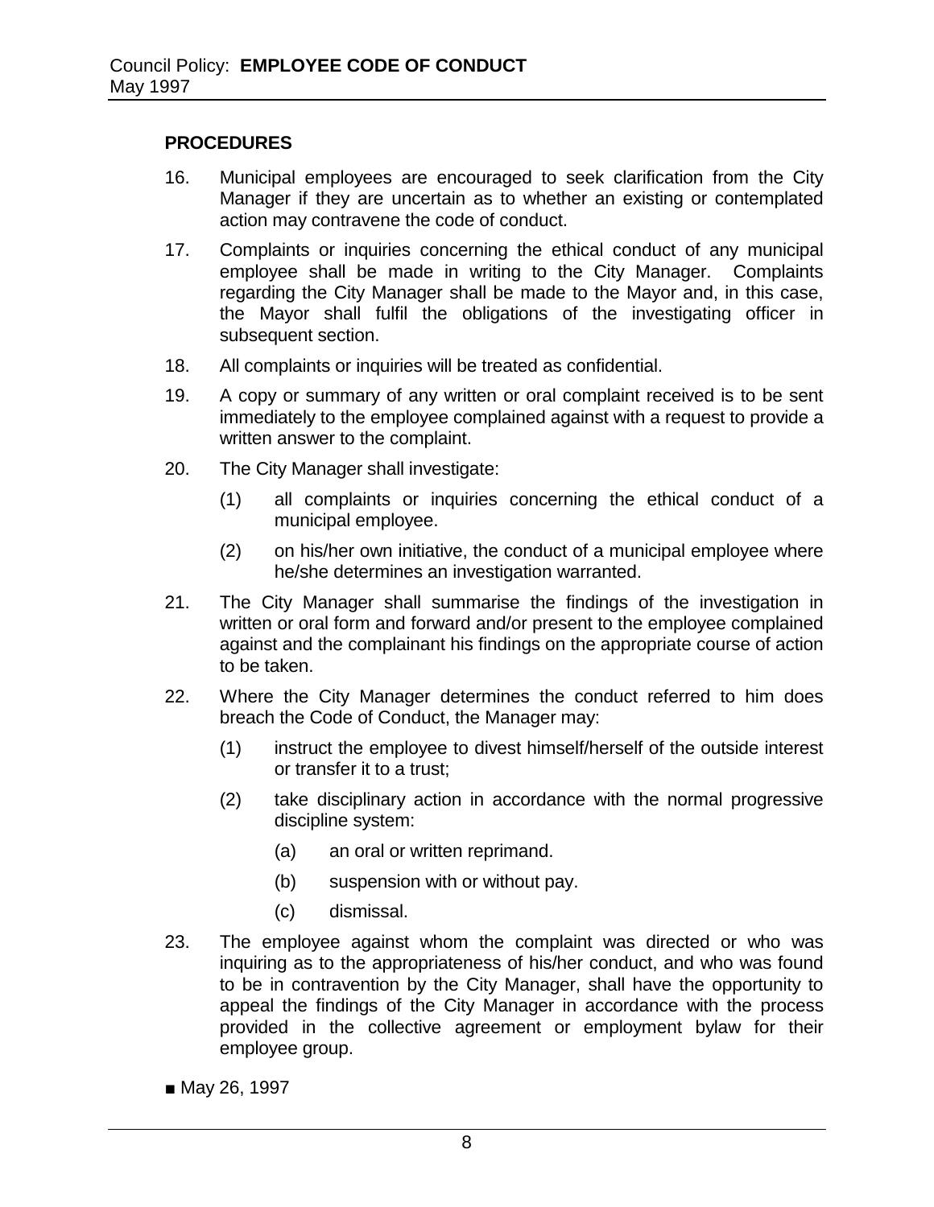## PROCEDURES

16. Municipal employees are encouraged to seek clarification from the City Manager if they are uncertain as to whether an existing or contemplated action may contravene the code of conduct.

17. Complaints or inquiries concerning the ethical conduct of any municipal employee shall be made in writing to the City Manager. Complaints regarding the City Manager shall be made to the Mayor and, in this case, the Mayor shall fulfil the obligations of the investigating officer in subsequent section.

18. All complaints or inquiries will be treated as confidential.

19. A copy or summary of any written or oral complaint received is to be sent immediately to the employee complained against with a request to provide a written answer to the complaint.

20. The City Manager shall investigate:

    (1) all complaints or inquiries concerning the ethical conduct of a municipal employee.

    (2) on his/her own initiative, the conduct of a municipal employee where he/she determines an investigation warranted.

21. The City Manager shall summarise the findings of the investigation in written or oral form and forward and/or present to the employee complained against and the complainant his findings on the appropriate course of action to be taken.

22. Where the City Manager determines the conduct referred to him does breach the Code of Conduct, the Manager may:

    (1) instruct the employee to divest himself/herself of the outside interest or transfer it to a trust;

    (2) take disciplinary action in accordance with the normal progressive discipline system:

        (a) an oral or written reprimand.

        (b) suspension with or without pay.

        (c) dismissal.

23. The employee against whom the complaint was directed or who was inquiring as to the appropriateness of his/her conduct, and who was found to be in contravention by the City Manager, shall have the opportunity to appeal the findings of the City Manager in accordance with the process provided in the collective agreement or employment bylaw for their employee group.

■ May 26, 1997